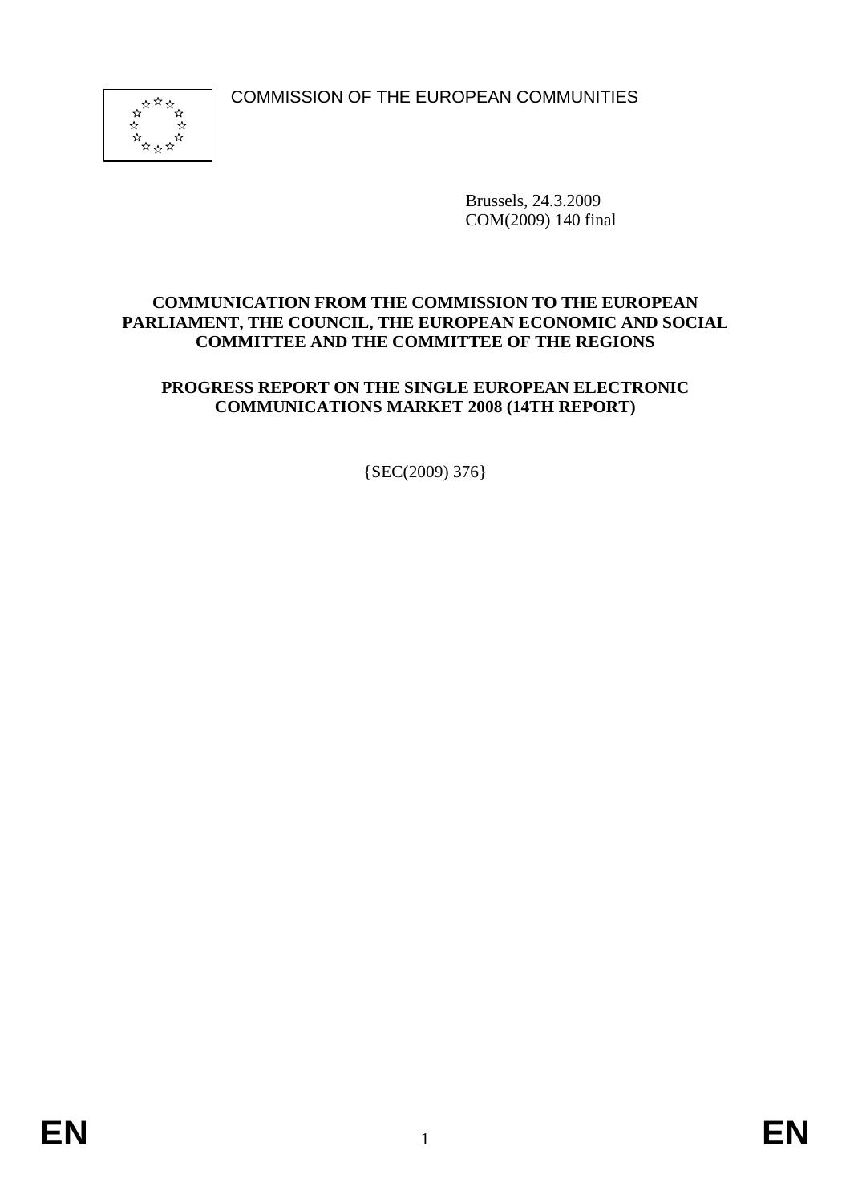COMMISSION OF THE EUROPEAN COMMUNITIES

Brussels, 24.3.2009
COM(2009) 140 final

**COMMUNICATION FROM THE COMMISSION TO THE EUROPEAN PARLIAMENT, THE COUNCIL, THE EUROPEAN ECONOMIC AND SOCIAL COMMITTEE AND THE COMMITTEE OF THE REGIONS**

**PROGRESS REPORT ON THE SINGLE EUROPEAN ELECTRONIC COMMUNICATIONS MARKET 2008 (14TH REPORT)**

{SEC(2009) 376}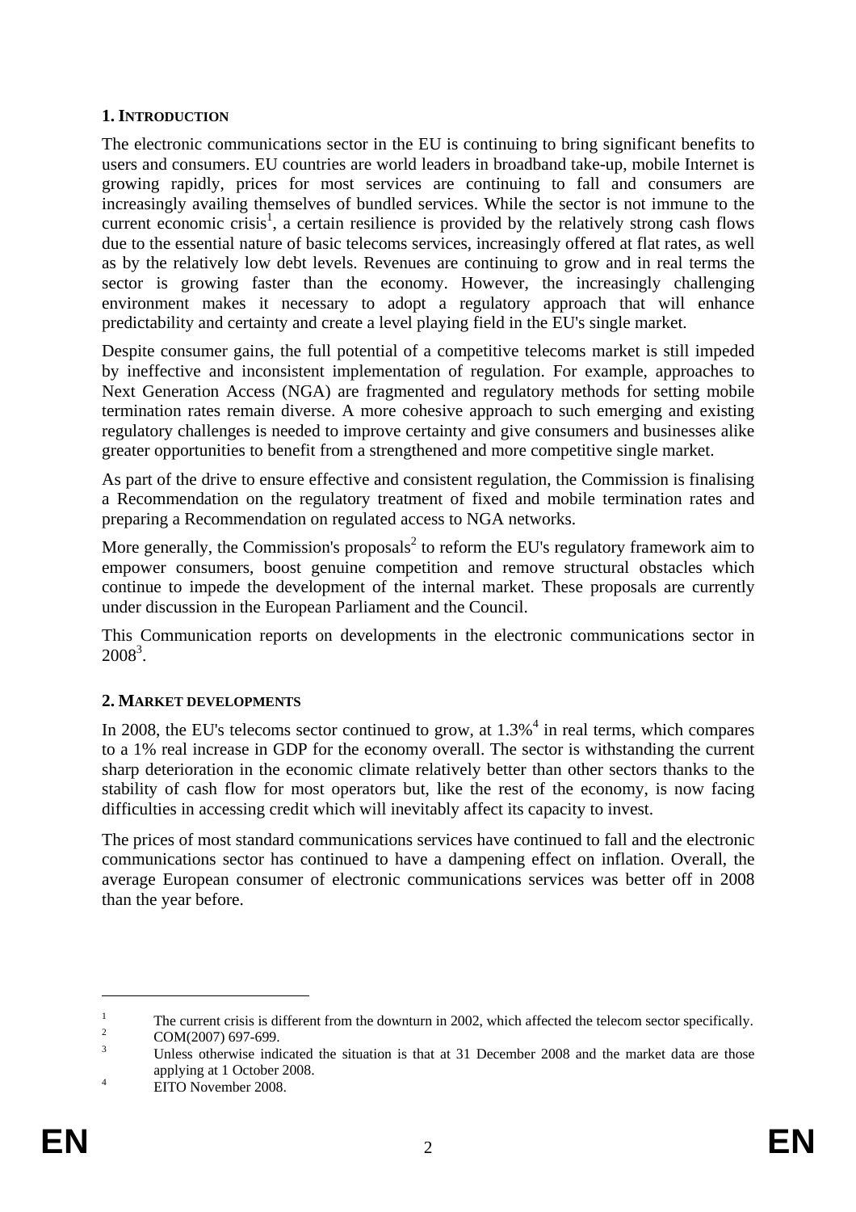## 1. Introduction

The electronic communications sector in the EU is continuing to bring significant benefits to users and consumers. EU countries are world leaders in broadband take-up, mobile Internet is growing rapidly, prices for most services are continuing to fall and consumers are increasingly availing themselves of bundled services. While the sector is not immune to the current economic crisis[1], a certain resilience is provided by the relatively strong cash flows due to the essential nature of basic telecoms services, increasingly offered at flat rates, as well as by the relatively low debt levels. Revenues are continuing to grow and in real terms the sector is growing faster than the economy. However, the increasingly challenging environment makes it necessary to adopt a regulatory approach that will enhance predictability and certainty and create a level playing field in the EU's single market.

Despite consumer gains, the full potential of a competitive telecoms market is still impeded by ineffective and inconsistent implementation of regulation. For example, approaches to Next Generation Access (NGA) are fragmented and regulatory methods for setting mobile termination rates remain diverse. A more cohesive approach to such emerging and existing regulatory challenges is needed to improve certainty and give consumers and businesses alike greater opportunities to benefit from a strengthened and more competitive single market.

As part of the drive to ensure effective and consistent regulation, the Commission is finalising a Recommendation on the regulatory treatment of fixed and mobile termination rates and preparing a Recommendation on regulated access to NGA networks.

More generally, the Commission's proposals[2] to reform the EU's regulatory framework aim to empower consumers, boost genuine competition and remove structural obstacles which continue to impede the development of the internal market. These proposals are currently under discussion in the European Parliament and the Council.

This Communication reports on developments in the electronic communications sector in 2008[3].

## 2. Market developments

In 2008, the EU's telecoms sector continued to grow, at 1.3%[4] in real terms, which compares to a 1% real increase in GDP for the economy overall. The sector is withstanding the current sharp deterioration in the economic climate relatively better than other sectors thanks to the stability of cash flow for most operators but, like the rest of the economy, is now facing difficulties in accessing credit which will inevitably affect its capacity to invest.

The prices of most standard communications services have continued to fall and the electronic communications sector has continued to have a dampening effect on inflation. Overall, the average European consumer of electronic communications services was better off in 2008 than the year before.

---

[1] The current crisis is different from the downturn in 2002, which affected the telecom sector specifically.

[2] COM(2007) 697-699.

[3] Unless otherwise indicated the situation is that at 31 December 2008 and the market data are those applying at 1 October 2008.

[4] EITO November 2008.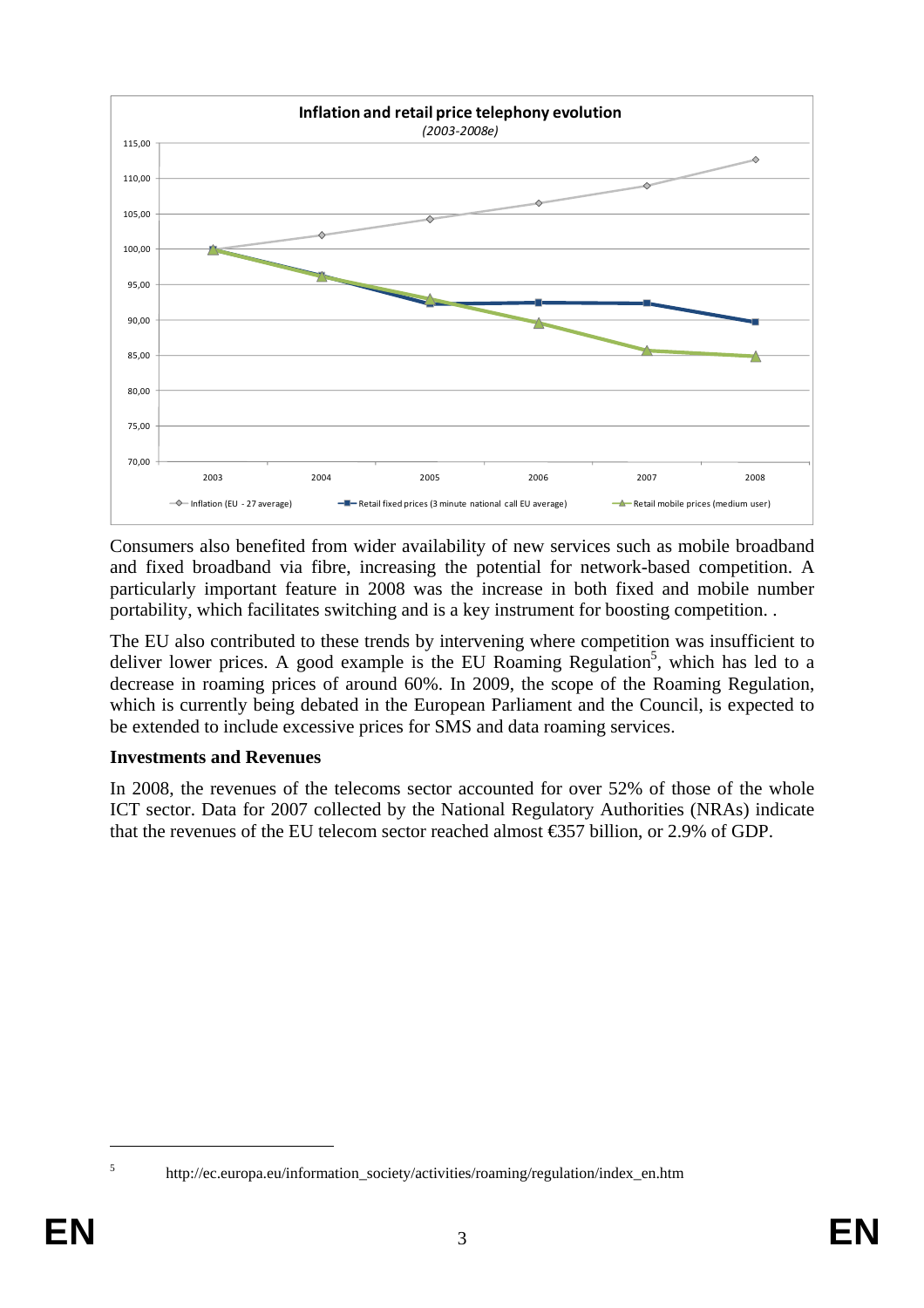Consumers also benefited from wider availability of new services such as mobile broadband and fixed broadband via fibre, increasing the potential for network-based competition. A particularly important feature in 2008 was the increase in both fixed and mobile number portability, which facilitates switching and is a key instrument for boosting competition. .

The EU also contributed to these trends by intervening where competition was insufficient to deliver lower prices. A good example is the EU Roaming Regulation[5], which has led to a decrease in roaming prices of around 60%. In 2009, the scope of the Roaming Regulation, which is currently being debated in the European Parliament and the Council, is expected to be extended to include excessive prices for SMS and data roaming services.

**Investments and Revenues**

In 2008, the revenues of the telecoms sector accounted for over 52% of those of the whole ICT sector. Data for 2007 collected by the National Regulatory Authorities (NRAs) indicate that the revenues of the EU telecom sector reached almost €357 billion, or 2.9% of GDP.

---

[5] http://ec.europa.eu/information_society/activities/roaming/regulation/index_en.htm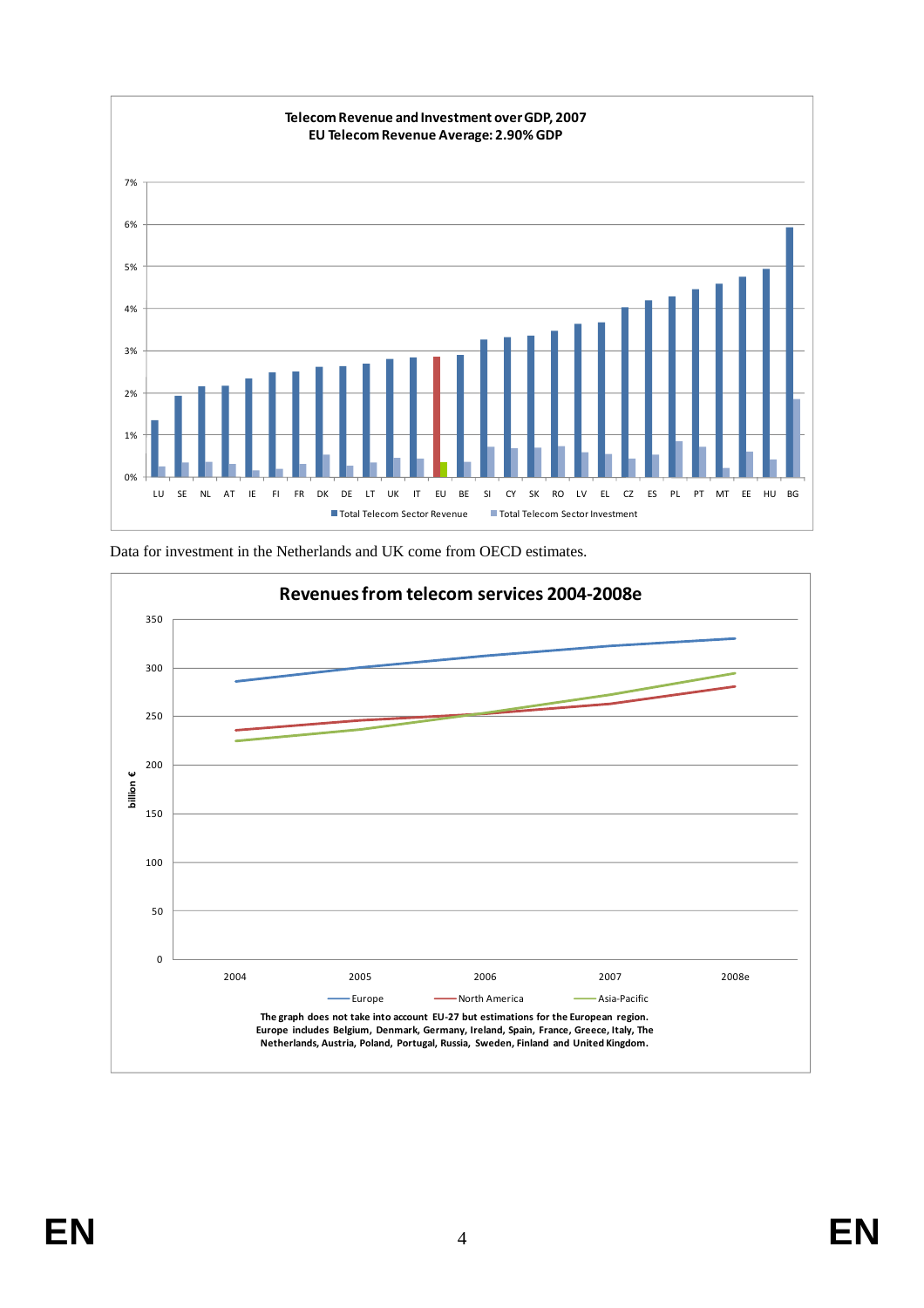**Telecom Revenue and Investment over GDP, 2007**
**EU Telecom Revenue Average: 2.90% GDP**

Total Telecom Sector Revenue | Total Telecom Sector Investment

LU SE NL AT IE FI FR DK DE LT UK IT EU BE SI CY SK RO LV EL CZ ES PL PT MT EE HU BG

Data for investment in the Netherlands and UK come from OECD estimates.

**Revenues from telecom services 2004-2008e**

billion €

2004 2005 2006 2007 2008e

Europe | North America | Asia-Pacific

**The graph does not take into account EU-27 but estimations for the European region. Europe includes Belgium, Denmark, Germany, Ireland, Spain, France, Greece, Italy, The Netherlands, Austria, Poland, Portugal, Russia, Sweden, Finland and United Kingdom.**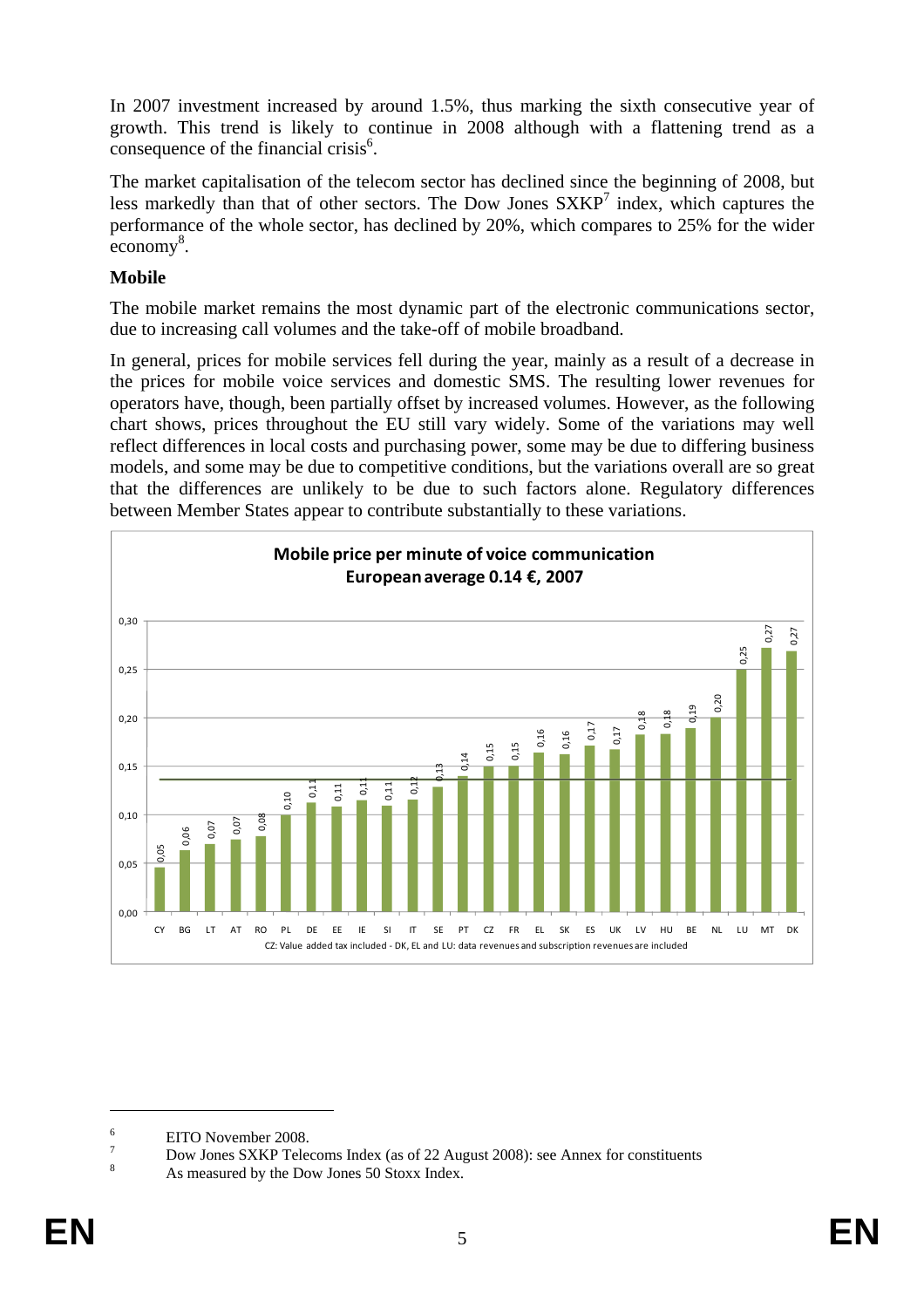In 2007 investment increased by around 1.5%, thus marking the sixth consecutive year of growth. This trend is likely to continue in 2008 although with a flattening trend as a consequence of the financial crisis[6].

The market capitalisation of the telecom sector has declined since the beginning of 2008, but less markedly than that of other sectors. The Dow Jones SXKP[7] index, which captures the performance of the whole sector, has declined by 20%, which compares to 25% for the wider economy[8].

**Mobile**

The mobile market remains the most dynamic part of the electronic communications sector, due to increasing call volumes and the take-off of mobile broadband.

In general, prices for mobile services fell during the year, mainly as a result of a decrease in the prices for mobile voice services and domestic SMS. The resulting lower revenues for operators have, though, been partially offset by increased volumes. However, as the following chart shows, prices throughout the EU still vary widely. Some of the variations may well reflect differences in local costs and purchasing power, some may be due to differing business models, and some may be due to competitive conditions, but the variations overall are so great that the differences are unlikely to be due to such factors alone. Regulatory differences between Member States appear to contribute substantially to these variations.

**Mobile price per minute of voice communication**
**European average 0.14 €, 2007**

| CY | BG | LT | AT | RO | PL | DE | EE | IE | SI | IT | SE | PT | CZ | FR | EL | SK | ES | UK | LV | HU | BE | NL | LU | MT | DK |
|---|---|---|---|---|---|---|---|---|---|---|---|---|---|---|---|---|---|---|---|---|---|---|---|---|---|
| 0,05 | 0,06 | 0,07 | 0,07 | 0,08 | 0,10 | 0,11 | 0,11 | 0,11 | 0,11 | 0,12 | 0,13 | 0,14 | 0,15 | 0,15 | 0,16 | 0,16 | 0,17 | 0,17 | 0,18 | 0,18 | 0,19 | 0,20 | 0,25 | 0,27 | 0,27 |

CZ: Value added tax included - DK, EL and LU: data revenues and subscription revenues are included

---

[6] EITO November 2008.

[7] Dow Jones SXKP Telecoms Index (as of 22 August 2008): see Annex for constituents

[8] As measured by the Dow Jones 50 Stoxx Index.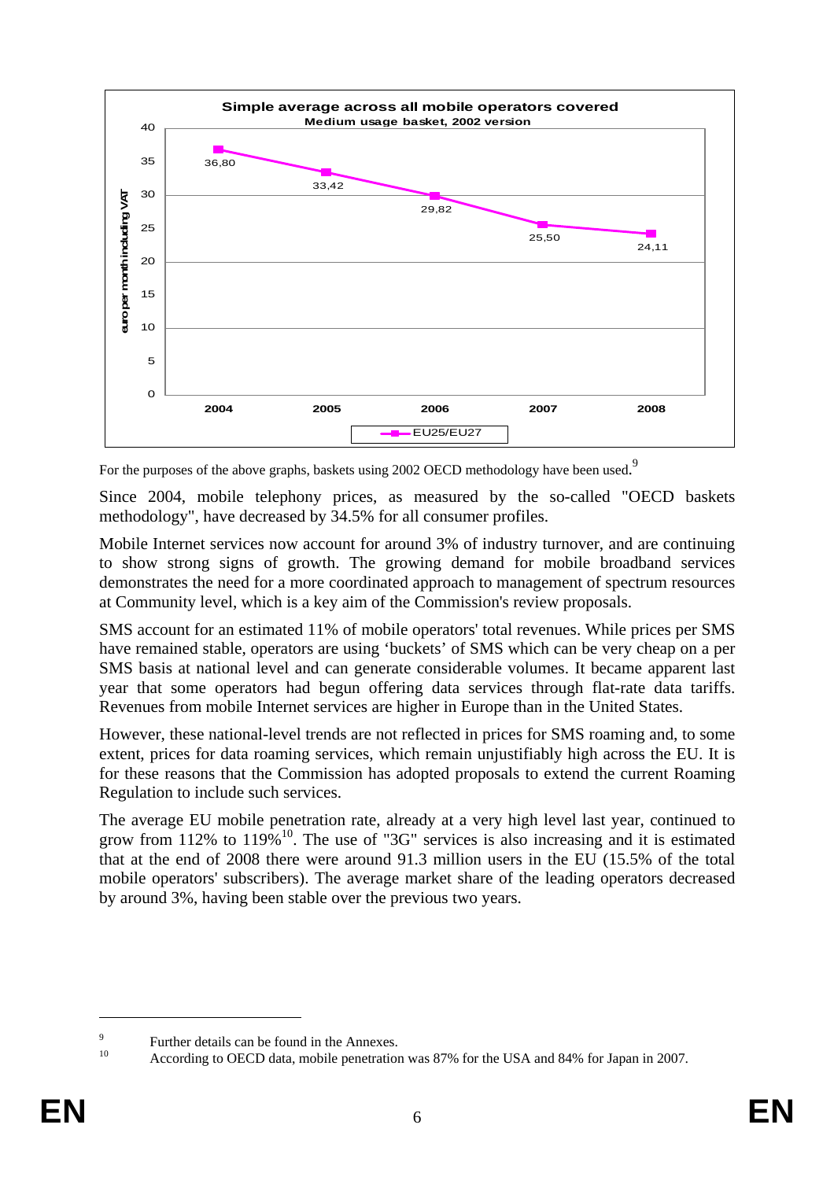**Simple average across all mobile operators covered**
**Medium usage basket, 2002 version**

euro per month including VAT

| | 2004 | 2005 | 2006 | 2007 | 2008 |
|---|---|---|---|---|---|
| EU25/EU27 | 36,80 | 33,42 | 29,82 | 25,50 | 24,11 |

For the purposes of the above graphs, baskets using 2002 OECD methodology have been used.[9]

Since 2004, mobile telephony prices, as measured by the so-called "OECD baskets methodology", have decreased by 34.5% for all consumer profiles.

Mobile Internet services now account for around 3% of industry turnover, and are continuing to show strong signs of growth. The growing demand for mobile broadband services demonstrates the need for a more coordinated approach to management of spectrum resources at Community level, which is a key aim of the Commission's review proposals.

SMS account for an estimated 11% of mobile operators' total revenues. While prices per SMS have remained stable, operators are using 'buckets' of SMS which can be very cheap on a per SMS basis at national level and can generate considerable volumes. It became apparent last year that some operators had begun offering data services through flat-rate data tariffs. Revenues from mobile Internet services are higher in Europe than in the United States.

However, these national-level trends are not reflected in prices for SMS roaming and, to some extent, prices for data roaming services, which remain unjustifiably high across the EU. It is for these reasons that the Commission has adopted proposals to extend the current Roaming Regulation to include such services.

The average EU mobile penetration rate, already at a very high level last year, continued to grow from 112% to 119%[10]. The use of "3G" services is also increasing and it is estimated that at the end of 2008 there were around 91.3 million users in the EU (15.5% of the total mobile operators' subscribers). The average market share of the leading operators decreased by around 3%, having been stable over the previous two years.

---

[9] Further details can be found in the Annexes.

[10] According to OECD data, mobile penetration was 87% for the USA and 84% for Japan in 2007.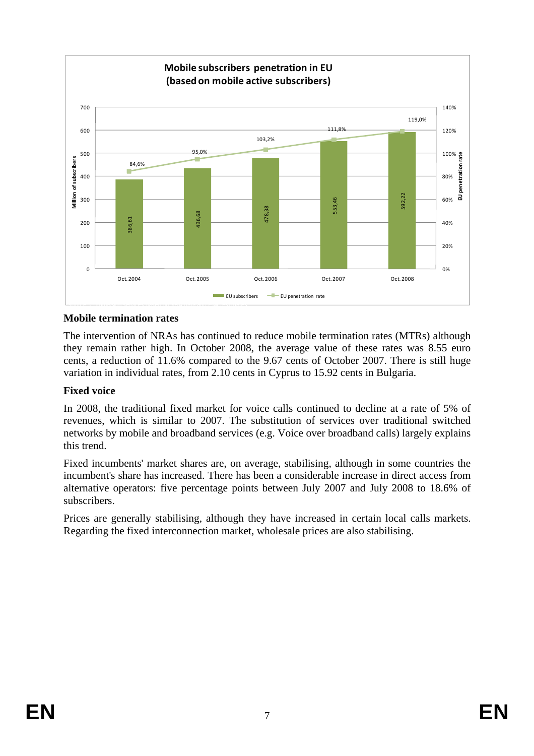**Mobile subscribers penetration in EU (based on mobile active subscribers)**

| | Oct. 2004 | Oct. 2005 | Oct. 2006 | Oct. 2007 | Oct. 2008 |
|---|---|---|---|---|---|
| EU subscribers (Million) | 386,61 | 436,68 | 478,38 | 553,46 | 592,22 |
| EU penetration rate | 84,6% | 95,0% | 103,2% | 111,8% | 119,0% |

## Mobile termination rates

The intervention of NRAs has continued to reduce mobile termination rates (MTRs) although they remain rather high. In October 2008, the average value of these rates was 8.55 euro cents, a reduction of 11.6% compared to the 9.67 cents of October 2007. There is still huge variation in individual rates, from 2.10 cents in Cyprus to 15.92 cents in Bulgaria.

## Fixed voice

In 2008, the traditional fixed market for voice calls continued to decline at a rate of 5% of revenues, which is similar to 2007. The substitution of services over traditional switched networks by mobile and broadband services (e.g. Voice over broadband calls) largely explains this trend.

Fixed incumbents' market shares are, on average, stabilising, although in some countries the incumbent's share has increased. There has been a considerable increase in direct access from alternative operators: five percentage points between July 2007 and July 2008 to 18.6% of subscribers.

Prices are generally stabilising, although they have increased in certain local calls markets. Regarding the fixed interconnection market, wholesale prices are also stabilising.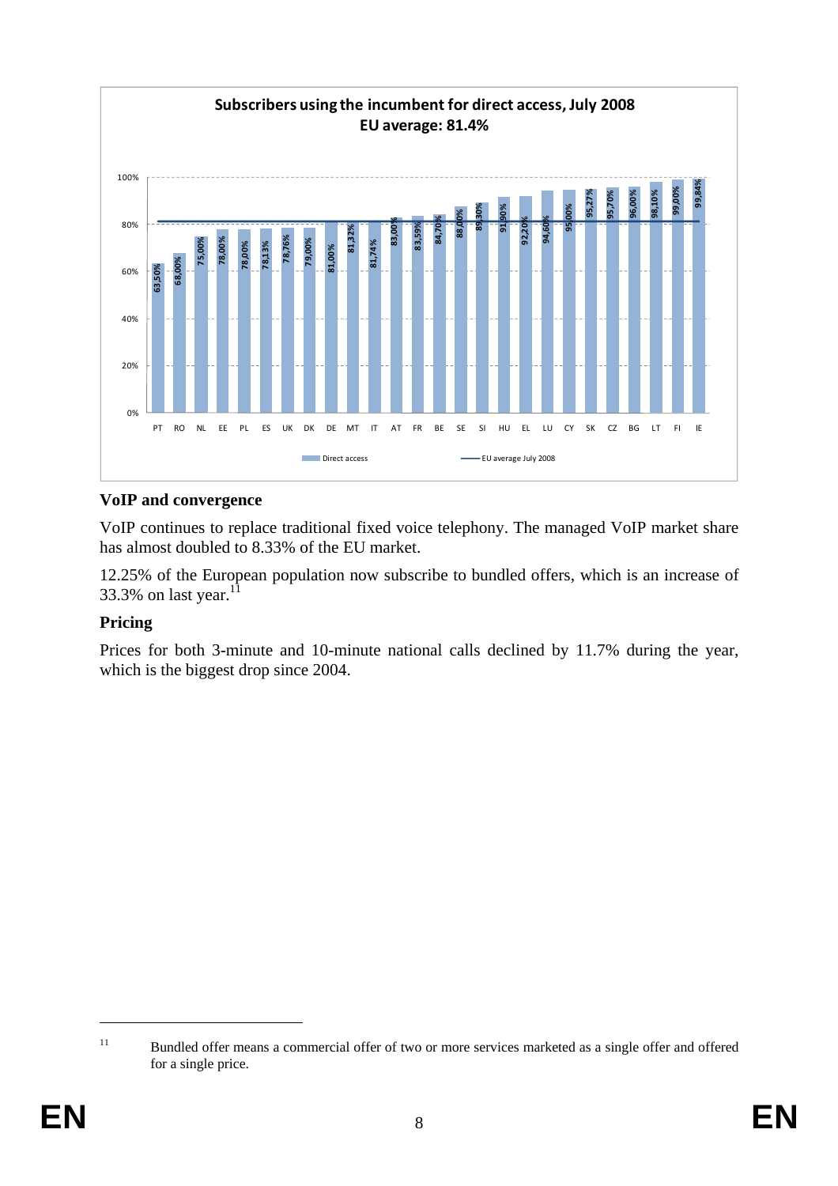**Subscribers using the incumbent for direct access, July 2008**
**EU average: 81.4%**

| Country | Direct access |
|---|---|
| PT | 63,50% |
| RO | 68,00% |
| NL | 75,00% |
| EE | 78,00% |
| PL | 78,00% |
| ES | 78,13% |
| UK | 78,76% |
| DK | 79,00% |
| DE | 81,00% |
| MT | 81,32% |
| IT | 81,74% |
| AT | 83,00% |
| FR | 83,59% |
| BE | 84,70% |
| SE | 88,00% |
| SI | 89,30% |
| HU | 91,90% |
| EL | 92,20% |
| LU | 94,60% |
| CY | 95,00% |
| SK | 95,27% |
| CZ | 95,70% |
| BG | 96,00% |
| LT | 98,10% |
| FI | 99,00% |
| IE | 99,84% |

Direct access — EU average July 2008

### VoIP and convergence

VoIP continues to replace traditional fixed voice telephony. The managed VoIP market share has almost doubled to 8.33% of the EU market.

12.25% of the European population now subscribe to bundled offers, which is an increase of 33.3% on last year.[11]

### Pricing

Prices for both 3-minute and 10-minute national calls declined by 11.7% during the year, which is the biggest drop since 2004.

[11] Bundled offer means a commercial offer of two or more services marketed as a single offer and offered for a single price.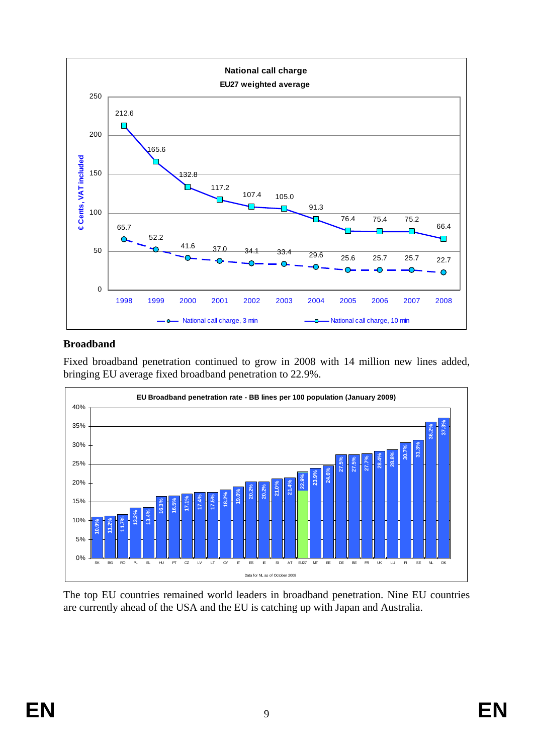**National call charge**
**EU27 weighted average**

| Year | National call charge, 3 min (€ Cents, VAT included) | National call charge, 10 min (€ Cents, VAT included) |
|---|---|---|
| 1998 | 65.7 | 212.6 |
| 1999 | 52.2 | 165.6 |
| 2000 | 41.6 | 132.8 |
| 2001 | 37.0 | 117.2 |
| 2002 | 34.1 | 107.4 |
| 2003 | 33.4 | 105.0 |
| 2004 | 29.6 | 91.3 |
| 2005 | 25.6 | 76.4 |
| 2006 | 25.7 | 75.4 |
| 2007 | 25.7 | 75.2 |
| 2008 | 22.7 | 66.4 |

## Broadband

Fixed broadband penetration continued to grow in 2008 with 14 million new lines added, bringing EU average fixed broadband penetration to 22.9%.

**EU Broadband penetration rate - BB lines per 100 population (January 2009)**

| Country | Penetration rate |
|---|---|
| SK | 10.9% |
| BG | 11.2% |
| RO | 11.7% |
| PL | 13.2% |
| EL | 13.4% |
| HU | 16.3% |
| PT | 16.5% |
| CZ | 17.1% |
| LV | 17.4% |
| LT | 17.5% |
| CY | 18.2% |
| IT | 19.0% |
| ES | 20.2% |
| IE | 20.2% |
| SI | 21.0% |
| AT | 21.4% |
| EU27 | 22.9% |
| MT | 23.9% |
| EE | 24.6% |
| DE | 27.5% |
| BE | 27.5% |
| FR | 27.7% |
| UK | 28.4% |
| LU | 28.8% |
| FI | 30.7% |
| SE | 31.3% |
| NL | 36.2% |
| DK | 37.3% |

Data for NL as of October 2008

The top EU countries remained world leaders in broadband penetration. Nine EU countries are currently ahead of the USA and the EU is catching up with Japan and Australia.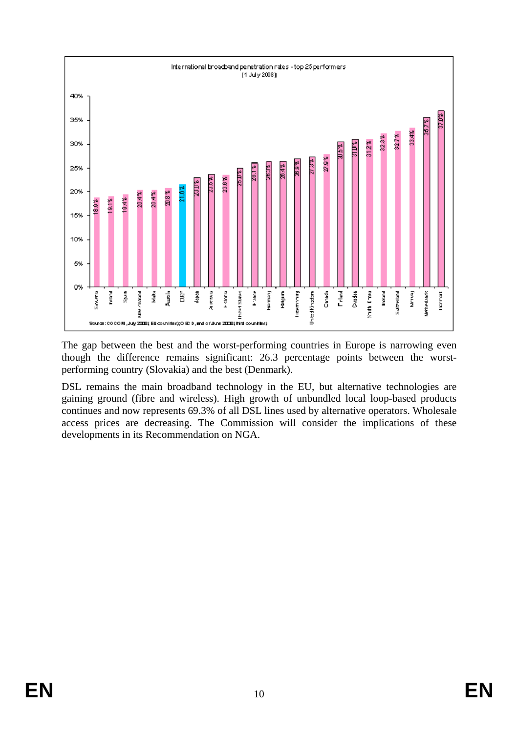International broadband penetration rates - top 25 performers
(1 July 2008)

| Country | Penetration rate |
|---|---|
| Slovenia | 18.9% |
| Ireland | 19.1% |
| Spain | 19.4% |
| New Zealand | 20.4% |
| Malta | 20.4% |
| Austria | 20.8% |
| EU27 | 21.6% |
| Japan | 23.0% |
| Australia | 23.5% |
| Estonia | 23.6% |
| United States | 25.0% |
| France | 26.1% |
| Germany | 26.3% |
| Belgium | 26.4% |
| Luxembourg | 26.9% |
| United Kingdom | 27.3% |
| Canada | 27.9% |
| Finland | 30.5% |
| Sweden | 31.0% |
| South Korea | 31.2% |
| Iceland | 32.3% |
| Switzerland | 32.7% |
| Norway | 33.4% |
| Netherlands | 35.7% |
| Denmark | 37.0% |

Source: COCOM, July 2008 (EU countries); OECD, end of June 2008 (third countries)

The gap between the best and the worst-performing countries in Europe is narrowing even though the difference remains significant: 26.3 percentage points between the worst-performing country (Slovakia) and the best (Denmark).

DSL remains the main broadband technology in the EU, but alternative technologies are gaining ground (fibre and wireless). High growth of unbundled local loop-based products continues and now represents 69.3% of all DSL lines used by alternative operators. Wholesale access prices are decreasing. The Commission will consider the implications of these developments in its Recommendation on NGA.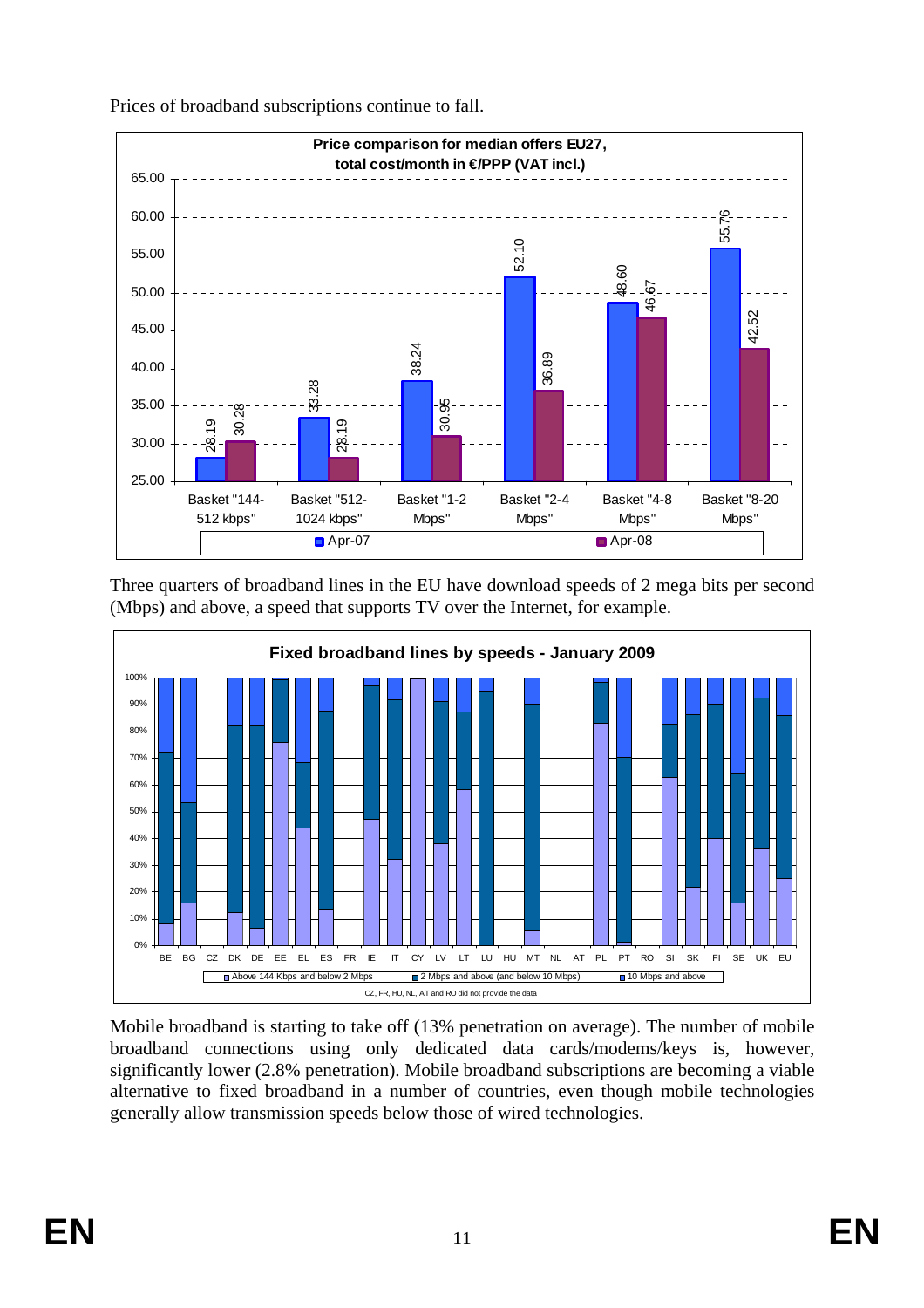Prices of broadband subscriptions continue to fall.

**Price comparison for median offers EU27, total cost/month in €/PPP (VAT incl.)**

| Basket | Apr-07 | Apr-08 |
|---|---|---|
| Basket "144-512 kbps" | 28.19 | 30.28 |
| Basket "512-1024 kbps" | 33.28 | 28.19 |
| Basket "1-2 Mbps" | 38.24 | 30.95 |
| Basket "2-4 Mbps" | 52.10 | 36.89 |
| Basket "4-8 Mbps" | 48.60 | 46.67 |
| Basket "8-20 Mbps" | 55.76 | 42.52 |

Three quarters of broadband lines in the EU have download speeds of 2 mega bits per second (Mbps) and above, a speed that supports TV over the Internet, for example.

**Fixed broadband lines by speeds - January 2009**

Legend: Above 144 Kbps and below 2 Mbps; 2 Mbps and above (and below 10 Mbps); 10 Mbps and above

CZ, FR, HU, NL, AT and RO did not provide the data

Mobile broadband is starting to take off (13% penetration on average). The number of mobile broadband connections using only dedicated data cards/modems/keys is, however, significantly lower (2.8% penetration). Mobile broadband subscriptions are becoming a viable alternative to fixed broadband in a number of countries, even though mobile technologies generally allow transmission speeds below those of wired technologies.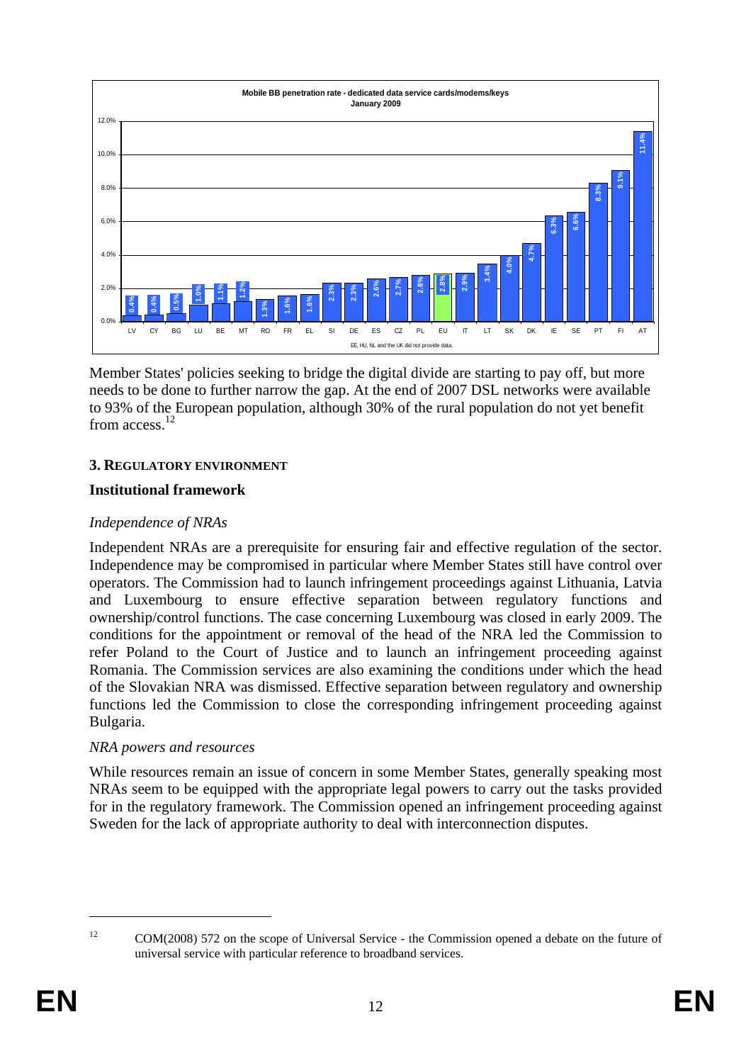**Mobile BB penetration rate - dedicated data service cards/modems/keys**
**January 2009**

| Country | Penetration rate |
|---|---|
| LV | 0.4% |
| CY | 0.4% |
| BG | 0.5% |
| LU | 1.0% |
| BE | 1.1% |
| MT | 1.2% |
| RO | 1.3% |
| FR | 1.6% |
| EL | 1.6% |
| SI | 2.3% |
| DE | 2.3% |
| ES | 2.6% |
| CZ | 2.7% |
| PL | 2.8% |
| EU | 2.8% |
| IT | 2.9% |
| LT | 3.4% |
| SK | 4.0% |
| DK | 4.7% |
| IE | 6.3% |
| SE | 6.6% |
| PT | 8.3% |
| FI | 9.1% |
| AT | 11.4% |

EE, HU, NL and the UK did not provide data.

Member States' policies seeking to bridge the digital divide are starting to pay off, but more needs to be done to further narrow the gap. At the end of 2007 DSL networks were available to 93% of the European population, although 30% of the rural population do not yet benefit from access.[12]

## 3. REGULATORY ENVIRONMENT

### Institutional framework

*Independence of NRAs*

Independent NRAs are a prerequisite for ensuring fair and effective regulation of the sector. Independence may be compromised in particular where Member States still have control over operators. The Commission had to launch infringement proceedings against Lithuania, Latvia and Luxembourg to ensure effective separation between regulatory functions and ownership/control functions. The case concerning Luxembourg was closed in early 2009. The conditions for the appointment or removal of the head of the NRA led the Commission to refer Poland to the Court of Justice and to launch an infringement proceeding against Romania. The Commission services are also examining the conditions under which the head of the Slovakian NRA was dismissed. Effective separation between regulatory and ownership functions led the Commission to close the corresponding infringement proceeding against Bulgaria.

*NRA powers and resources*

While resources remain an issue of concern in some Member States, generally speaking most NRAs seem to be equipped with the appropriate legal powers to carry out the tasks provided for in the regulatory framework. The Commission opened an infringement proceeding against Sweden for the lack of appropriate authority to deal with interconnection disputes.

---

[12] COM(2008) 572 on the scope of Universal Service - the Commission opened a debate on the future of universal service with particular reference to broadband services.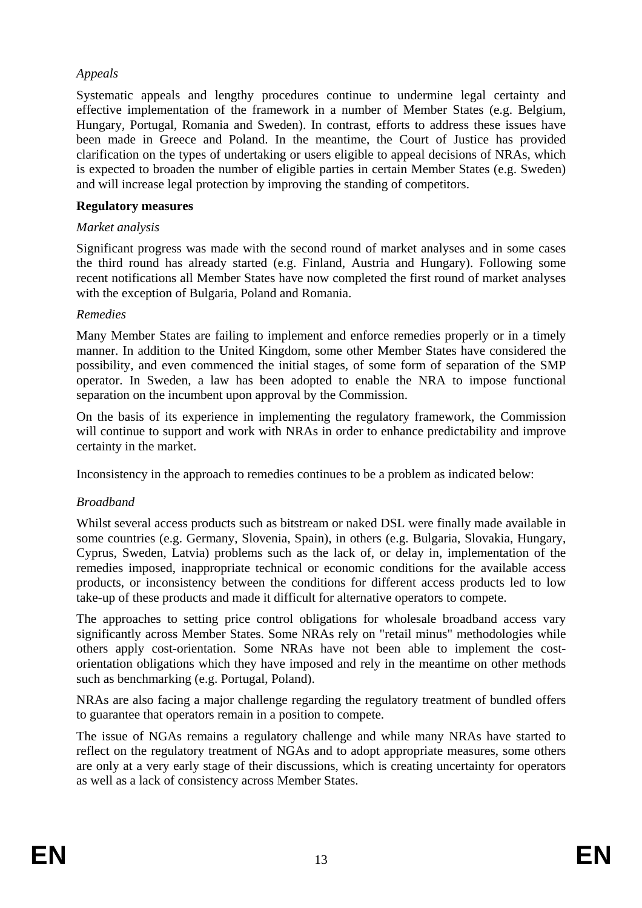*Appeals*

Systematic appeals and lengthy procedures continue to undermine legal certainty and effective implementation of the framework in a number of Member States (e.g. Belgium, Hungary, Portugal, Romania and Sweden). In contrast, efforts to address these issues have been made in Greece and Poland. In the meantime, the Court of Justice has provided clarification on the types of undertaking or users eligible to appeal decisions of NRAs, which is expected to broaden the number of eligible parties in certain Member States (e.g. Sweden) and will increase legal protection by improving the standing of competitors.

**Regulatory measures**

*Market analysis*

Significant progress was made with the second round of market analyses and in some cases the third round has already started (e.g. Finland, Austria and Hungary). Following some recent notifications all Member States have now completed the first round of market analyses with the exception of Bulgaria, Poland and Romania.

*Remedies*

Many Member States are failing to implement and enforce remedies properly or in a timely manner. In addition to the United Kingdom, some other Member States have considered the possibility, and even commenced the initial stages, of some form of separation of the SMP operator. In Sweden, a law has been adopted to enable the NRA to impose functional separation on the incumbent upon approval by the Commission.

On the basis of its experience in implementing the regulatory framework, the Commission will continue to support and work with NRAs in order to enhance predictability and improve certainty in the market.

Inconsistency in the approach to remedies continues to be a problem as indicated below:

*Broadband*

Whilst several access products such as bitstream or naked DSL were finally made available in some countries (e.g. Germany, Slovenia, Spain), in others (e.g. Bulgaria, Slovakia, Hungary, Cyprus, Sweden, Latvia) problems such as the lack of, or delay in, implementation of the remedies imposed, inappropriate technical or economic conditions for the available access products, or inconsistency between the conditions for different access products led to low take-up of these products and made it difficult for alternative operators to compete.

The approaches to setting price control obligations for wholesale broadband access vary significantly across Member States. Some NRAs rely on "retail minus" methodologies while others apply cost-orientation. Some NRAs have not been able to implement the cost-orientation obligations which they have imposed and rely in the meantime on other methods such as benchmarking (e.g. Portugal, Poland).

NRAs are also facing a major challenge regarding the regulatory treatment of bundled offers to guarantee that operators remain in a position to compete.

The issue of NGAs remains a regulatory challenge and while many NRAs have started to reflect on the regulatory treatment of NGAs and to adopt appropriate measures, some others are only at a very early stage of their discussions, which is creating uncertainty for operators as well as a lack of consistency across Member States.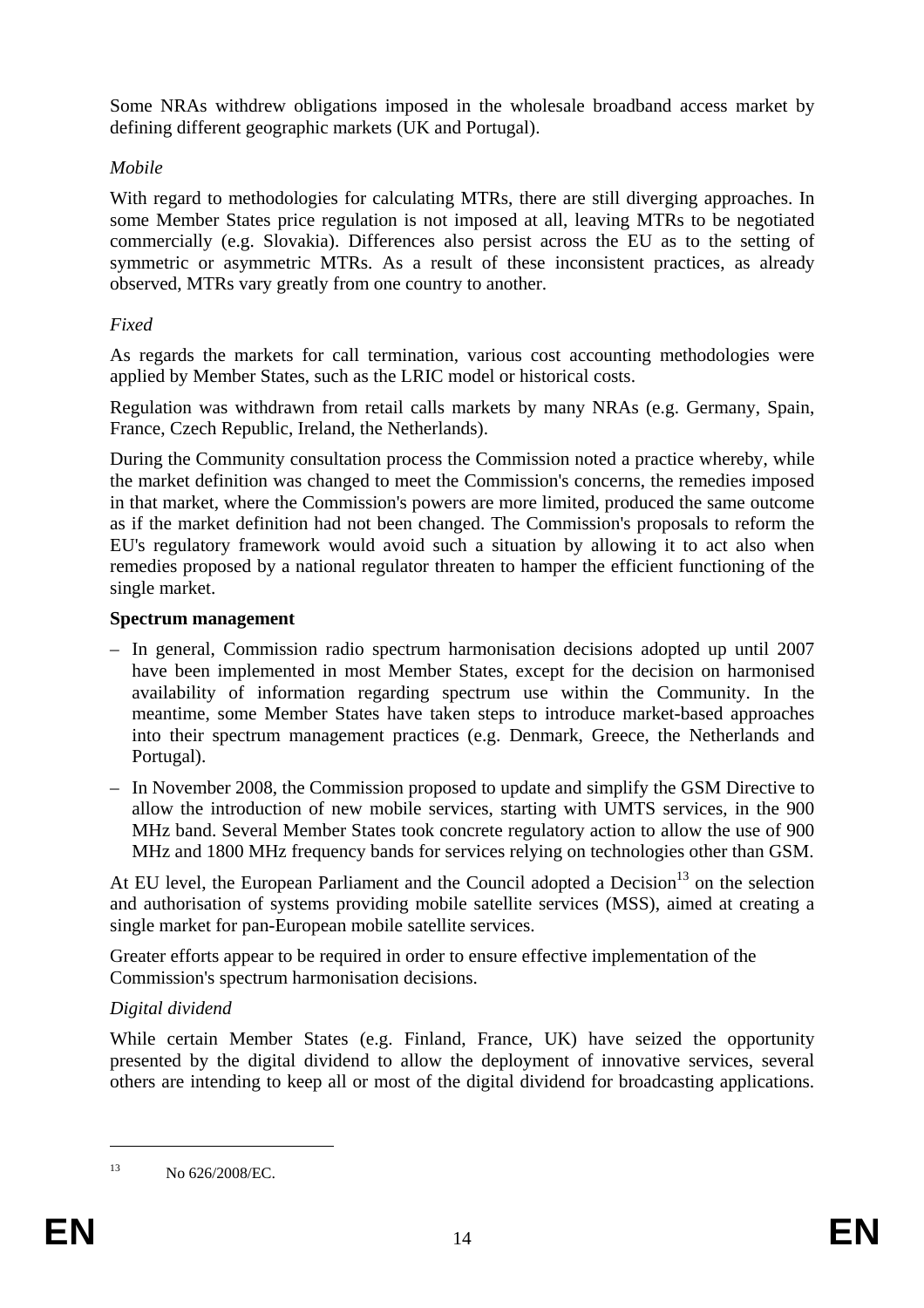Some NRAs withdrew obligations imposed in the wholesale broadband access market by defining different geographic markets (UK and Portugal).

*Mobile*

With regard to methodologies for calculating MTRs, there are still diverging approaches. In some Member States price regulation is not imposed at all, leaving MTRs to be negotiated commercially (e.g. Slovakia). Differences also persist across the EU as to the setting of symmetric or asymmetric MTRs. As a result of these inconsistent practices, as already observed, MTRs vary greatly from one country to another.

*Fixed*

As regards the markets for call termination, various cost accounting methodologies were applied by Member States, such as the LRIC model or historical costs.

Regulation was withdrawn from retail calls markets by many NRAs (e.g. Germany, Spain, France, Czech Republic, Ireland, the Netherlands).

During the Community consultation process the Commission noted a practice whereby, while the market definition was changed to meet the Commission's concerns, the remedies imposed in that market, where the Commission's powers are more limited, produced the same outcome as if the market definition had not been changed. The Commission's proposals to reform the EU's regulatory framework would avoid such a situation by allowing it to act also when remedies proposed by a national regulator threaten to hamper the efficient functioning of the single market.

**Spectrum management**

- In general, Commission radio spectrum harmonisation decisions adopted up until 2007 have been implemented in most Member States, except for the decision on harmonised availability of information regarding spectrum use within the Community. In the meantime, some Member States have taken steps to introduce market-based approaches into their spectrum management practices (e.g. Denmark, Greece, the Netherlands and Portugal).
- In November 2008, the Commission proposed to update and simplify the GSM Directive to allow the introduction of new mobile services, starting with UMTS services, in the 900 MHz band. Several Member States took concrete regulatory action to allow the use of 900 MHz and 1800 MHz frequency bands for services relying on technologies other than GSM.

At EU level, the European Parliament and the Council adopted a Decision[13] on the selection and authorisation of systems providing mobile satellite services (MSS), aimed at creating a single market for pan-European mobile satellite services.

Greater efforts appear to be required in order to ensure effective implementation of the Commission's spectrum harmonisation decisions.

*Digital dividend*

While certain Member States (e.g. Finland, France, UK) have seized the opportunity presented by the digital dividend to allow the deployment of innovative services, several others are intending to keep all or most of the digital dividend for broadcasting applications.

[13] No 626/2008/EC.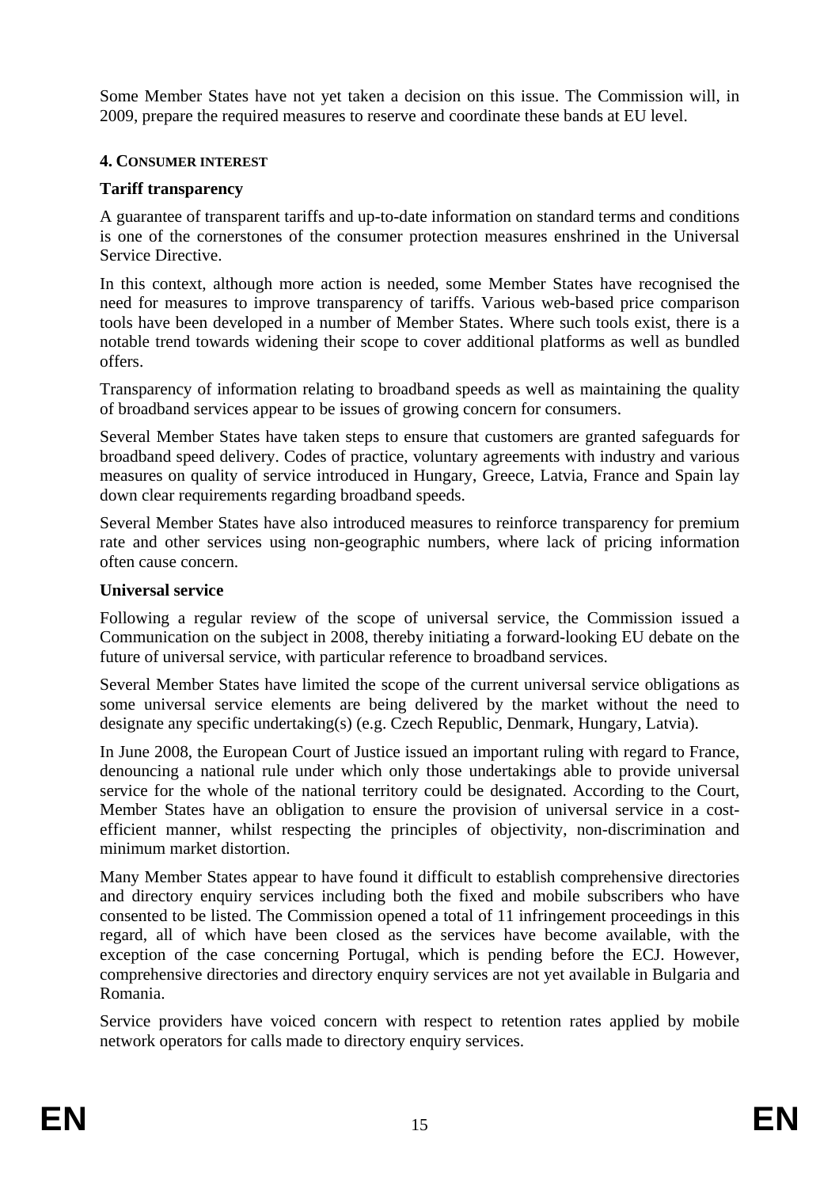Some Member States have not yet taken a decision on this issue. The Commission will, in 2009, prepare the required measures to reserve and coordinate these bands at EU level.

## 4. CONSUMER INTEREST

### Tariff transparency

A guarantee of transparent tariffs and up-to-date information on standard terms and conditions is one of the cornerstones of the consumer protection measures enshrined in the Universal Service Directive.

In this context, although more action is needed, some Member States have recognised the need for measures to improve transparency of tariffs. Various web-based price comparison tools have been developed in a number of Member States. Where such tools exist, there is a notable trend towards widening their scope to cover additional platforms as well as bundled offers.

Transparency of information relating to broadband speeds as well as maintaining the quality of broadband services appear to be issues of growing concern for consumers.

Several Member States have taken steps to ensure that customers are granted safeguards for broadband speed delivery. Codes of practice, voluntary agreements with industry and various measures on quality of service introduced in Hungary, Greece, Latvia, France and Spain lay down clear requirements regarding broadband speeds.

Several Member States have also introduced measures to reinforce transparency for premium rate and other services using non-geographic numbers, where lack of pricing information often cause concern.

### Universal service

Following a regular review of the scope of universal service, the Commission issued a Communication on the subject in 2008, thereby initiating a forward-looking EU debate on the future of universal service, with particular reference to broadband services.

Several Member States have limited the scope of the current universal service obligations as some universal service elements are being delivered by the market without the need to designate any specific undertaking(s) (e.g. Czech Republic, Denmark, Hungary, Latvia).

In June 2008, the European Court of Justice issued an important ruling with regard to France, denouncing a national rule under which only those undertakings able to provide universal service for the whole of the national territory could be designated. According to the Court, Member States have an obligation to ensure the provision of universal service in a cost-efficient manner, whilst respecting the principles of objectivity, non-discrimination and minimum market distortion.

Many Member States appear to have found it difficult to establish comprehensive directories and directory enquiry services including both the fixed and mobile subscribers who have consented to be listed. The Commission opened a total of 11 infringement proceedings in this regard, all of which have been closed as the services have become available, with the exception of the case concerning Portugal, which is pending before the ECJ. However, comprehensive directories and directory enquiry services are not yet available in Bulgaria and Romania.

Service providers have voiced concern with respect to retention rates applied by mobile network operators for calls made to directory enquiry services.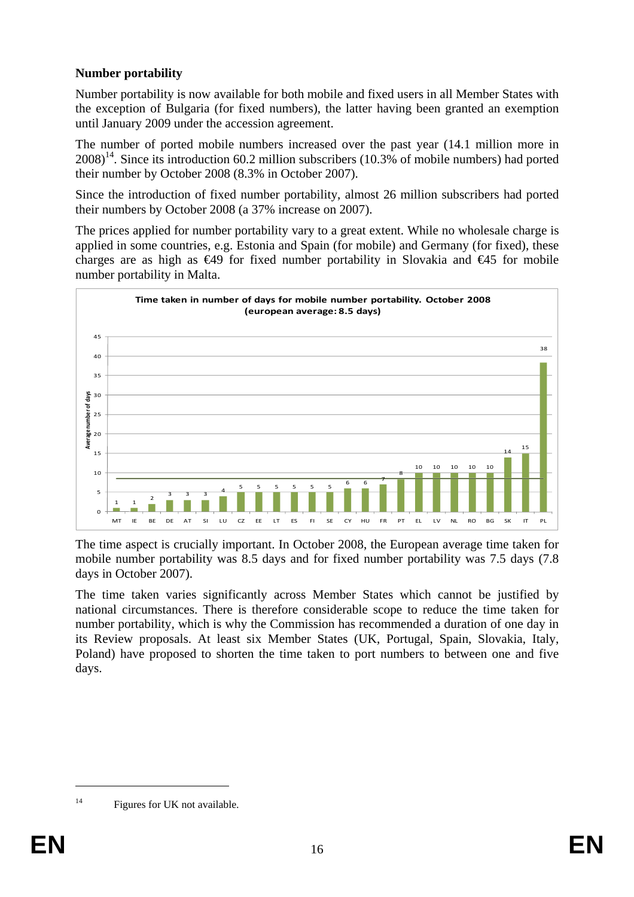**Number portability**

Number portability is now available for both mobile and fixed users in all Member States with the exception of Bulgaria (for fixed numbers), the latter having been granted an exemption until January 2009 under the accession agreement.

The number of ported mobile numbers increased over the past year (14.1 million more in 2008)[14]. Since its introduction 60.2 million subscribers (10.3% of mobile numbers) had ported their number by October 2008 (8.3% in October 2007).

Since the introduction of fixed number portability, almost 26 million subscribers had ported their numbers by October 2008 (a 37% increase on 2007).

The prices applied for number portability vary to a great extent. While no wholesale charge is applied in some countries, e.g. Estonia and Spain (for mobile) and Germany (for fixed), these charges are as high as €49 for fixed number portability in Slovakia and €45 for mobile number portability in Malta.

**Time taken in number of days for mobile number portability. October 2008 (european average: 8.5 days)**

| Country | Average number of days |
|---|---|
| MT | 1 |
| IE | 1 |
| BE | 2 |
| DE | 3 |
| AT | 3 |
| SI | 3 |
| LU | 4 |
| CZ | 5 |
| EE | 5 |
| LT | 5 |
| ES | 5 |
| FI | 5 |
| SE | 5 |
| CY | 6 |
| HU | 6 |
| FR | 7 |
| PT | 8 |
| EL | 10 |
| LV | 10 |
| NL | 10 |
| RO | 10 |
| BG | 10 |
| SK | 14 |
| IT | 15 |
| PL | 38 |

The time aspect is crucially important. In October 2008, the European average time taken for mobile number portability was 8.5 days and for fixed number portability was 7.5 days (7.8 days in October 2007).

The time taken varies significantly across Member States which cannot be justified by national circumstances. There is therefore considerable scope to reduce the time taken for number portability, which is why the Commission has recommended a duration of one day in its Review proposals. At least six Member States (UK, Portugal, Spain, Slovakia, Italy, Poland) have proposed to shorten the time taken to port numbers to between one and five days.

[14] Figures for UK not available.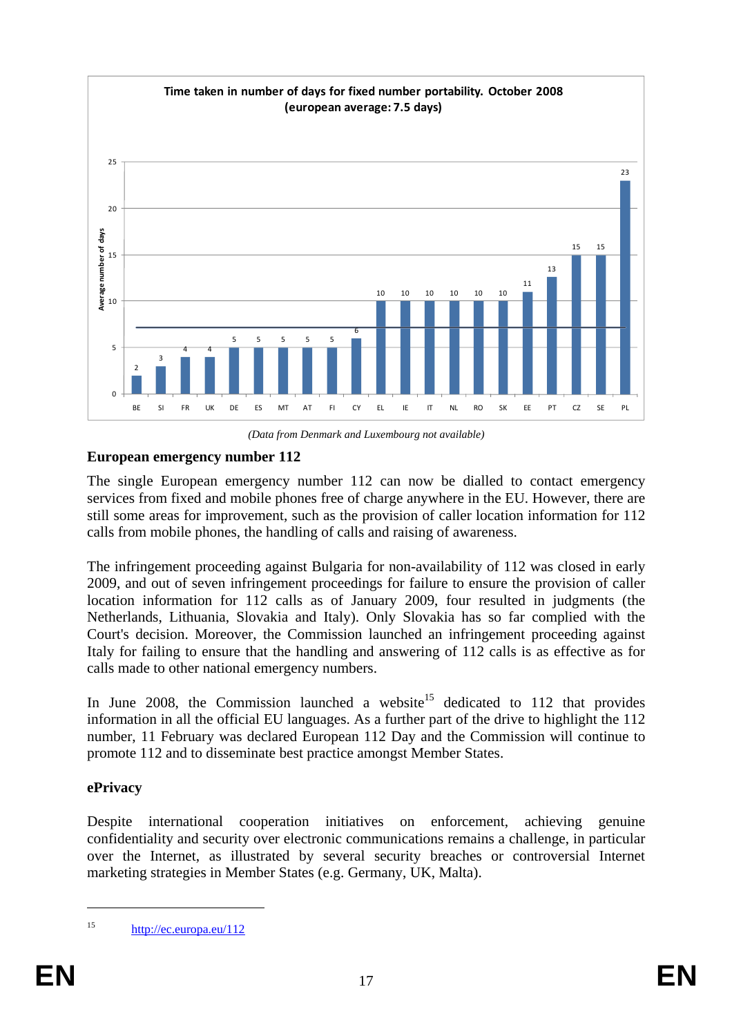**Time taken in number of days for fixed number portability. October 2008 (european average: 7.5 days)**

| Country | Average number of days |
|---|---|
| BE | 2 |
| SI | 3 |
| FR | 4 |
| UK | 4 |
| DE | 5 |
| ES | 5 |
| MT | 5 |
| AT | 5 |
| FI | 5 |
| CY | 6 |
| EL | 10 |
| IE | 10 |
| IT | 10 |
| NL | 10 |
| RO | 10 |
| SK | 10 |
| EE | 11 |
| PT | 13 |
| CZ | 15 |
| SE | 15 |
| PL | 23 |

*(Data from Denmark and Luxembourg not available)*

## European emergency number 112

The single European emergency number 112 can now be dialled to contact emergency services from fixed and mobile phones free of charge anywhere in the EU. However, there are still some areas for improvement, such as the provision of caller location information for 112 calls from mobile phones, the handling of calls and raising of awareness.

The infringement proceeding against Bulgaria for non-availability of 112 was closed in early 2009, and out of seven infringement proceedings for failure to ensure the provision of caller location information for 112 calls as of January 2009, four resulted in judgments (the Netherlands, Lithuania, Slovakia and Italy). Only Slovakia has so far complied with the Court's decision. Moreover, the Commission launched an infringement proceeding against Italy for failing to ensure that the handling and answering of 112 calls is as effective as for calls made to other national emergency numbers.

In June 2008, the Commission launched a website[15] dedicated to 112 that provides information in all the official EU languages. As a further part of the drive to highlight the 112 number, 11 February was declared European 112 Day and the Commission will continue to promote 112 and to disseminate best practice amongst Member States.

## ePrivacy

Despite international cooperation initiatives on enforcement, achieving genuine confidentiality and security over electronic communications remains a challenge, in particular over the Internet, as illustrated by several security breaches or controversial Internet marketing strategies in Member States (e.g. Germany, UK, Malta).

---

[15] http://ec.europa.eu/112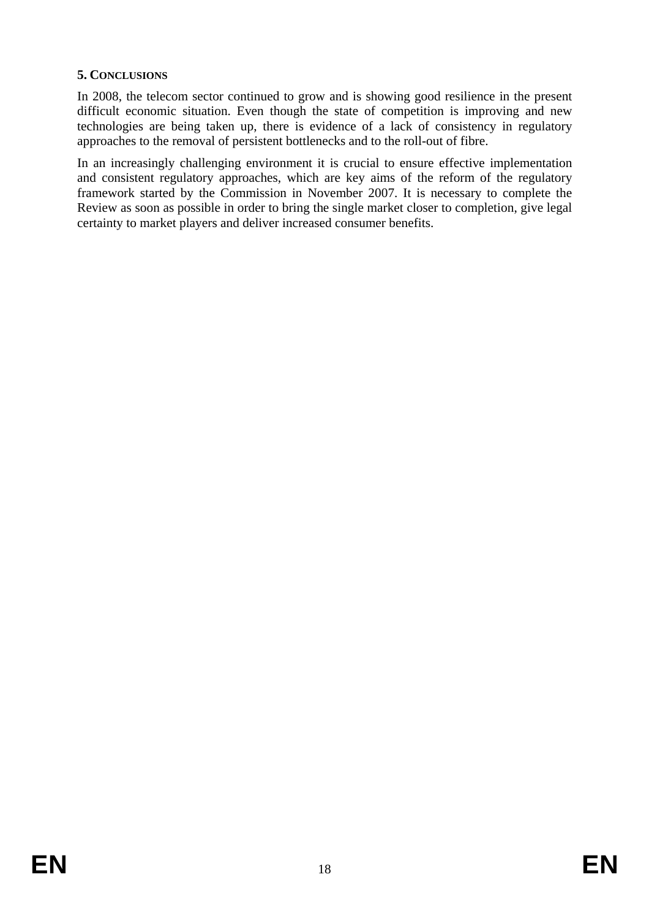## 5. Conclusions

In 2008, the telecom sector continued to grow and is showing good resilience in the present difficult economic situation. Even though the state of competition is improving and new technologies are being taken up, there is evidence of a lack of consistency in regulatory approaches to the removal of persistent bottlenecks and to the roll-out of fibre.

In an increasingly challenging environment it is crucial to ensure effective implementation and consistent regulatory approaches, which are key aims of the reform of the regulatory framework started by the Commission in November 2007. It is necessary to complete the Review as soon as possible in order to bring the single market closer to completion, give legal certainty to market players and deliver increased consumer benefits.